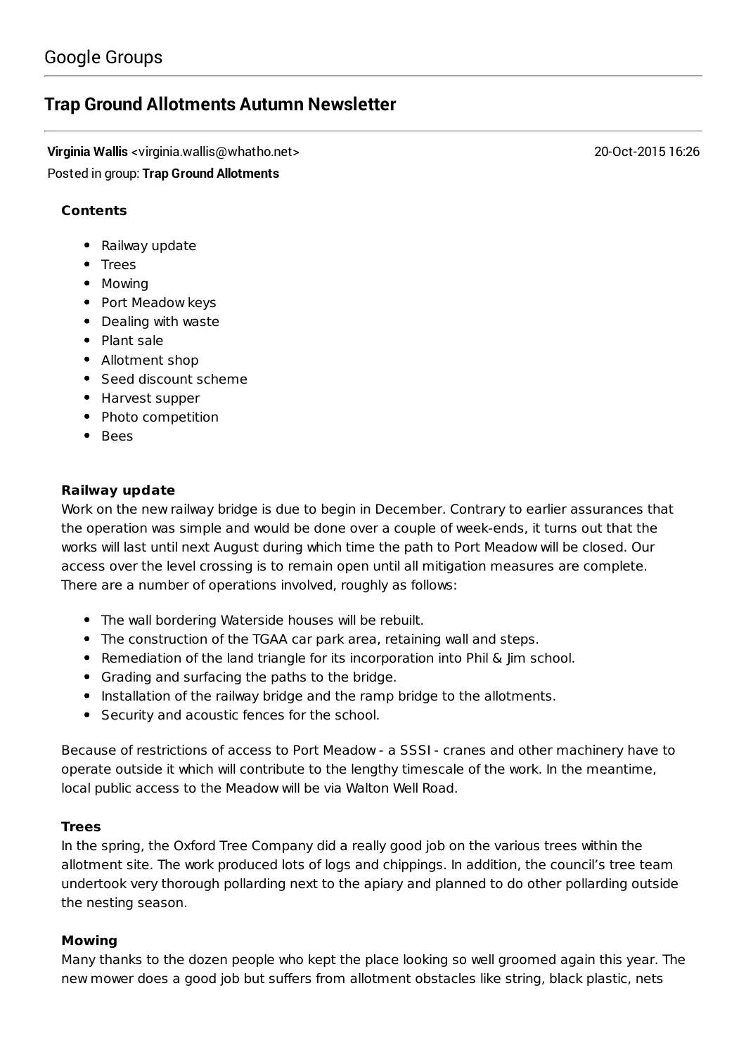Google Groups

# Trap Ground Allotments Autumn Newsletter

**Virginia Wallis** <virginia.wallis@whatho.net> 20-Oct-2015 16:26

Posted in group: **Trap Ground Allotments**

**Contents**

- Railway update
- Trees
- Mowing
- Port Meadow keys
- Dealing with waste
- Plant sale
- Allotment shop
- Seed discount scheme
- Harvest supper
- Photo competition
- Bees

**Railway update**

Work on the new railway bridge is due to begin in December. Contrary to earlier assurances that the operation was simple and would be done over a couple of week-ends, it turns out that the works will last until next August during which time the path to Port Meadow will be closed. Our access over the level crossing is to remain open until all mitigation measures are complete. There are a number of operations involved, roughly as follows:

- The wall bordering Waterside houses will be rebuilt.
- The construction of the TGAA car park area, retaining wall and steps.
- Remediation of the land triangle for its incorporation into Phil & Jim school.
- Grading and surfacing the paths to the bridge.
- Installation of the railway bridge and the ramp bridge to the allotments.
- Security and acoustic fences for the school.

Because of restrictions of access to Port Meadow - a SSSI - cranes and other machinery have to operate outside it which will contribute to the lengthy timescale of the work. In the meantime, local public access to the Meadow will be via Walton Well Road.

**Trees**

In the spring, the Oxford Tree Company did a really good job on the various trees within the allotment site. The work produced lots of logs and chippings. In addition, the council's tree team undertook very thorough pollarding next to the apiary and planned to do other pollarding outside the nesting season.

**Mowing**

Many thanks to the dozen people who kept the place looking so well groomed again this year. The new mower does a good job but suffers from allotment obstacles like string, black plastic, nets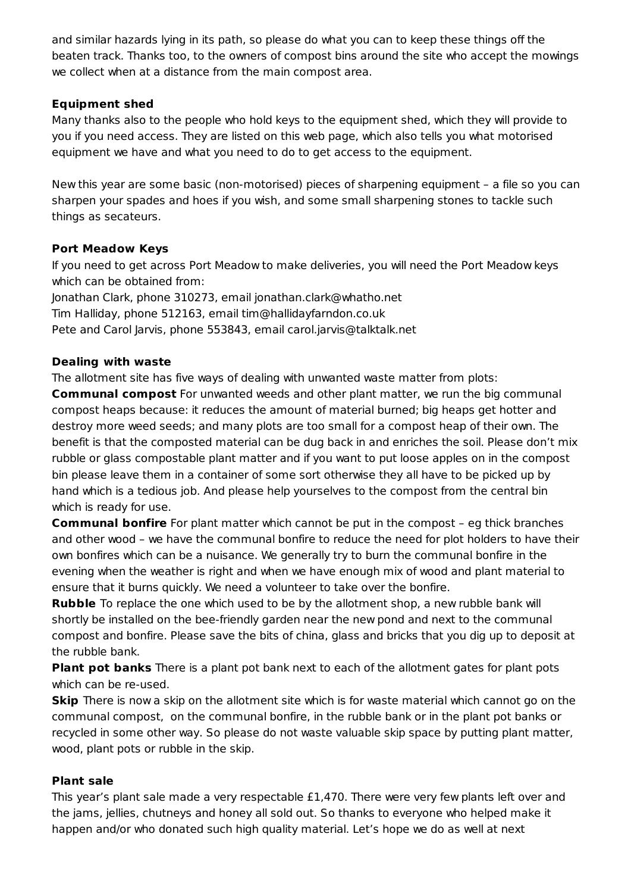and similar hazards lying in its path, so please do what you can to keep these things off the beaten track. Thanks too, to the owners of compost bins around the site who accept the mowings we collect when at a distance from the main compost area.

**Equipment shed**

Many thanks also to the people who hold keys to the equipment shed, which they will provide to you if you need access. They are listed on this web page, which also tells you what motorised equipment we have and what you need to do to get access to the equipment.

New this year are some basic (non-motorised) pieces of sharpening equipment – a file so you can sharpen your spades and hoes if you wish, and some small sharpening stones to tackle such things as secateurs.

**Port Meadow Keys**

If you need to get across Port Meadow to make deliveries, you will need the Port Meadow keys which can be obtained from:
Jonathan Clark, phone 310273, email jonathan.clark@whatho.net
Tim Halliday, phone 512163, email tim@hallidayfarndon.co.uk
Pete and Carol Jarvis, phone 553843, email carol.jarvis@talktalk.net

**Dealing with waste**

The allotment site has five ways of dealing with unwanted waste matter from plots:
**Communal compost** For unwanted weeds and other plant matter, we run the big communal compost heaps because: it reduces the amount of material burned; big heaps get hotter and destroy more weed seeds; and many plots are too small for a compost heap of their own. The benefit is that the composted material can be dug back in and enriches the soil. Please don't mix rubble or glass compostable plant matter and if you want to put loose apples on in the compost bin please leave them in a container of some sort otherwise they all have to be picked up by hand which is a tedious job. And please help yourselves to the compost from the central bin which is ready for use.
**Communal bonfire** For plant matter which cannot be put in the compost – eg thick branches and other wood – we have the communal bonfire to reduce the need for plot holders to have their own bonfires which can be a nuisance. We generally try to burn the communal bonfire in the evening when the weather is right and when we have enough mix of wood and plant material to ensure that it burns quickly. We need a volunteer to take over the bonfire.
**Rubble** To replace the one which used to be by the allotment shop, a new rubble bank will shortly be installed on the bee-friendly garden near the new pond and next to the communal compost and bonfire. Please save the bits of china, glass and bricks that you dig up to deposit at the rubble bank.
**Plant pot banks** There is a plant pot bank next to each of the allotment gates for plant pots which can be re-used.
**Skip** There is now a skip on the allotment site which is for waste material which cannot go on the communal compost, on the communal bonfire, in the rubble bank or in the plant pot banks or recycled in some other way. So please do not waste valuable skip space by putting plant matter, wood, plant pots or rubble in the skip.

**Plant sale**

This year's plant sale made a very respectable £1,470. There were very few plants left over and the jams, jellies, chutneys and honey all sold out. So thanks to everyone who helped make it happen and/or who donated such high quality material. Let's hope we do as well at next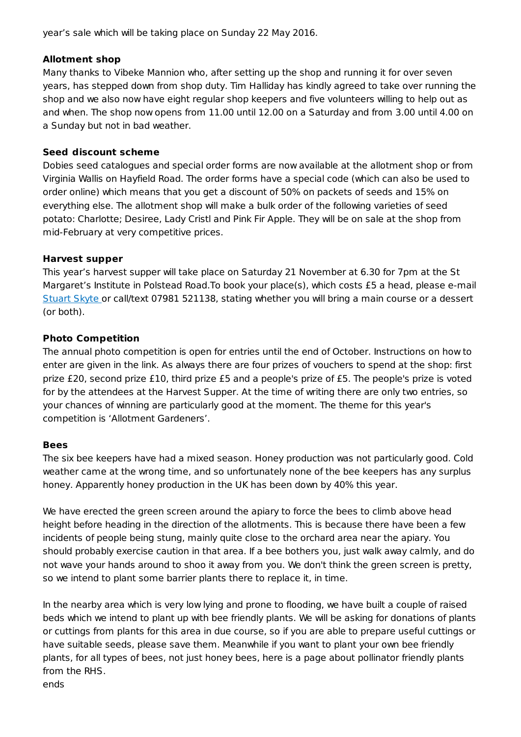year's sale which will be taking place on Sunday 22 May 2016.

**Allotment shop**

Many thanks to Vibeke Mannion who, after setting up the shop and running it for over seven years, has stepped down from shop duty. Tim Halliday has kindly agreed to take over running the shop and we also now have eight regular shop keepers and five volunteers willing to help out as and when. The shop now opens from 11.00 until 12.00 on a Saturday and from 3.00 until 4.00 on a Sunday but not in bad weather.

**Seed discount scheme**

Dobies seed catalogues and special order forms are now available at the allotment shop or from Virginia Wallis on Hayfield Road. The order forms have a special code (which can also be used to order online) which means that you get a discount of 50% on packets of seeds and 15% on everything else. The allotment shop will make a bulk order of the following varieties of seed potato: Charlotte; Desiree, Lady Cristl and Pink Fir Apple. They will be on sale at the shop from mid-February at very competitive prices.

**Harvest supper**

This year's harvest supper will take place on Saturday 21 November at 6.30 for 7pm at the St Margaret's Institute in Polstead Road.To book your place(s), which costs £5 a head, please e-mail Stuart Skyte or call/text 07981 521138, stating whether you will bring a main course or a dessert (or both).

**Photo Competition**

The annual photo competition is open for entries until the end of October. Instructions on how to enter are given in the link. As always there are four prizes of vouchers to spend at the shop: first prize £20, second prize £10, third prize £5 and a people's prize of £5. The people's prize is voted for by the attendees at the Harvest Supper. At the time of writing there are only two entries, so your chances of winning are particularly good at the moment. The theme for this year's competition is 'Allotment Gardeners'.

**Bees**

The six bee keepers have had a mixed season. Honey production was not particularly good. Cold weather came at the wrong time, and so unfortunately none of the bee keepers has any surplus honey. Apparently honey production in the UK has been down by 40% this year.

We have erected the green screen around the apiary to force the bees to climb above head height before heading in the direction of the allotments. This is because there have been a few incidents of people being stung, mainly quite close to the orchard area near the apiary. You should probably exercise caution in that area. If a bee bothers you, just walk away calmly, and do not wave your hands around to shoo it away from you. We don't think the green screen is pretty, so we intend to plant some barrier plants there to replace it, in time.

In the nearby area which is very low lying and prone to flooding, we have built a couple of raised beds which we intend to plant up with bee friendly plants. We will be asking for donations of plants or cuttings from plants for this area in due course, so if you are able to prepare useful cuttings or have suitable seeds, please save them. Meanwhile if you want to plant your own bee friendly plants, for all types of bees, not just honey bees, here is a page about pollinator friendly plants from the RHS.

ends